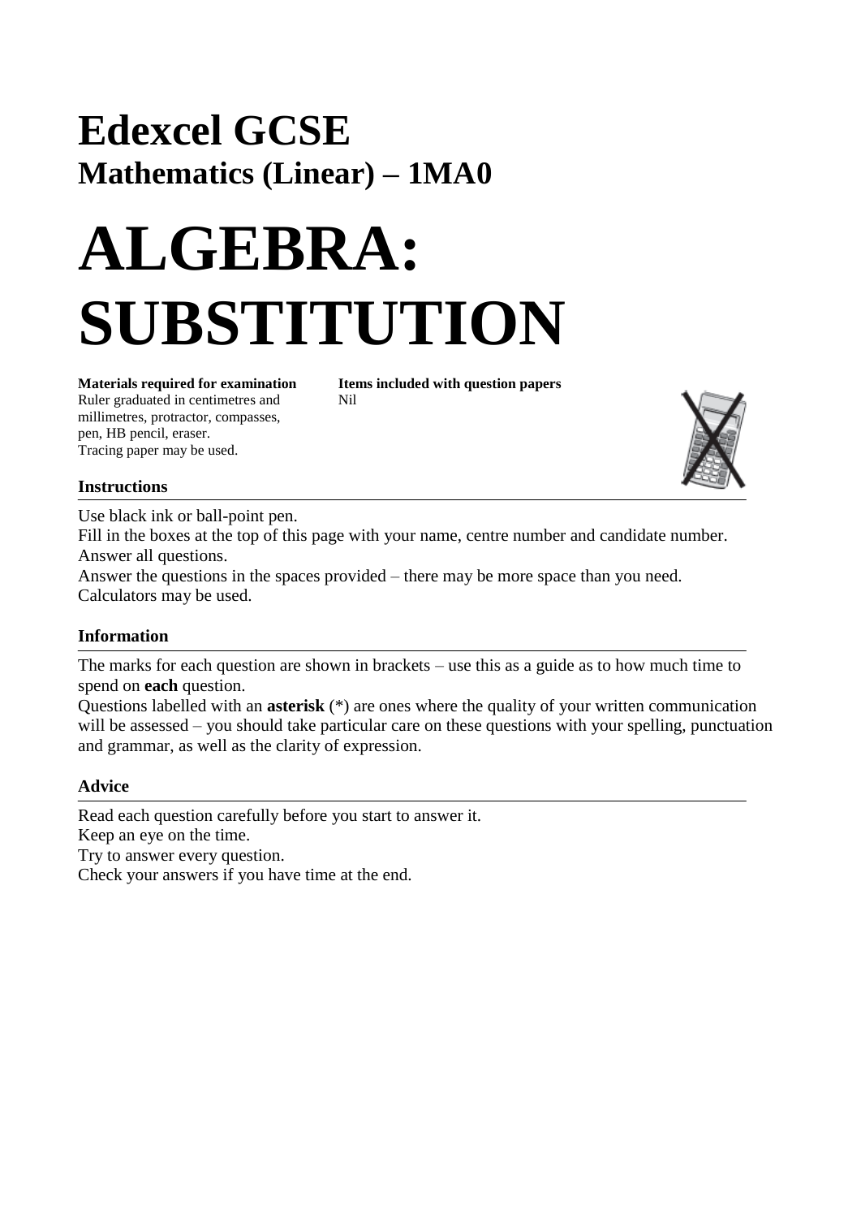# Edexcel GCSE

## Mathematics (Linear) – 1MA0

# ALGEBRA: SUBSTITUTION

**Materials required for examination**
Ruler graduated in centimetres and millimetres, protractor, compasses, pen, HB pencil, eraser.
Tracing paper may be used.

**Items included with question papers**
Nil

### Instructions

Use black ink or ball-point pen.
Fill in the boxes at the top of this page with your name, centre number and candidate number.
Answer all questions.
Answer the questions in the spaces provided – there may be more space than you need.
Calculators may be used.

### Information

The marks for each question are shown in brackets – use this as a guide as to how much time to spend on **each** question.
Questions labelled with an **asterisk** (*) are ones where the quality of your written communication will be assessed – you should take particular care on these questions with your spelling, punctuation and grammar, as well as the clarity of expression.

### Advice

Read each question carefully before you start to answer it.
Keep an eye on the time.
Try to answer every question.
Check your answers if you have time at the end.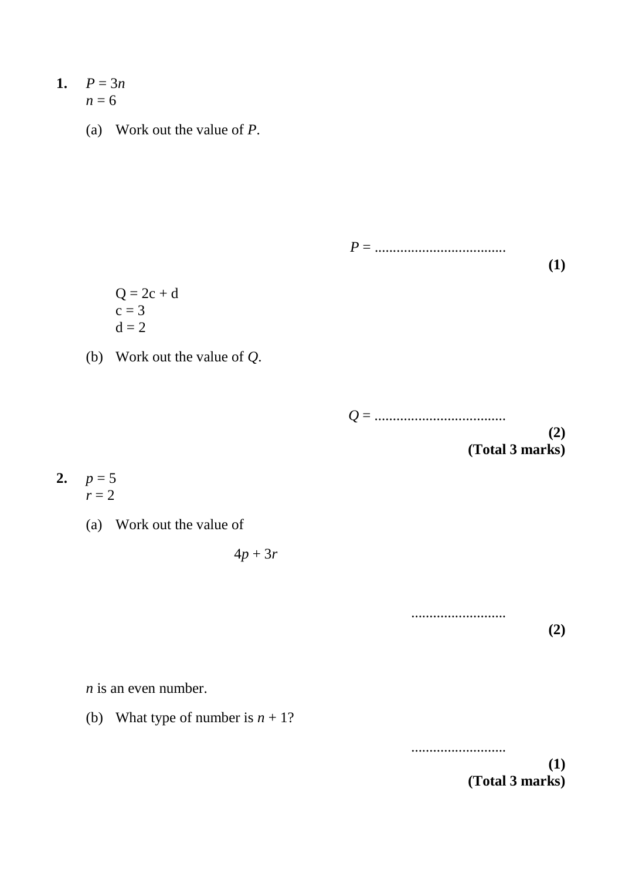**1.** $P = 3n$
$n = 6$

(a) Work out the value of $P$.

$P$ = ....................................

**(1)**

Q = 2c + d
c = 3
d = 2

(b) Work out the value of $Q$.

$Q$ = ....................................

**(2)**

**(Total 3 marks)**

**2.** $p = 5$
$r = 2$

(a) Work out the value of

$$4p + 3r$$

..........................

**(2)**

$n$ is an even number.

(b) What type of number is $n + 1$?

..........................

**(1)**

**(Total 3 marks)**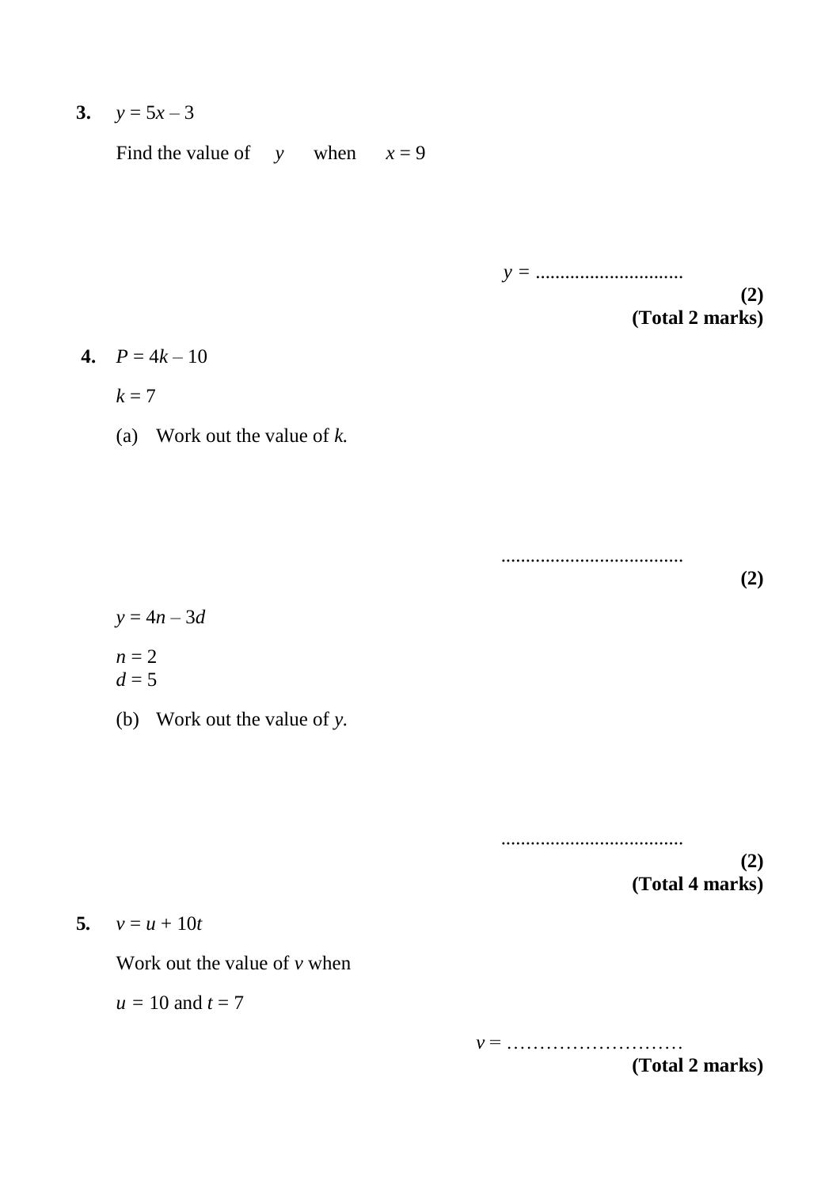**3.** $y = 5x - 3$

Find the value of $y$ when $x = 9$

$y =$ ..............................

**(2)**

**(Total 2 marks)**

**4.** $P = 4k - 10$

$k = 7$

(a) Work out the value of $k$.

.....................................

**(2)**

$y = 4n - 3d$

$n = 2$
$d = 5$

(b) Work out the value of $y$.

.....................................

**(2)**

**(Total 4 marks)**

**5.** $v = u + 10t$

Work out the value of $v$ when

$u = 10$ and $t = 7$

$v =$ ………………………

**(Total 2 marks)**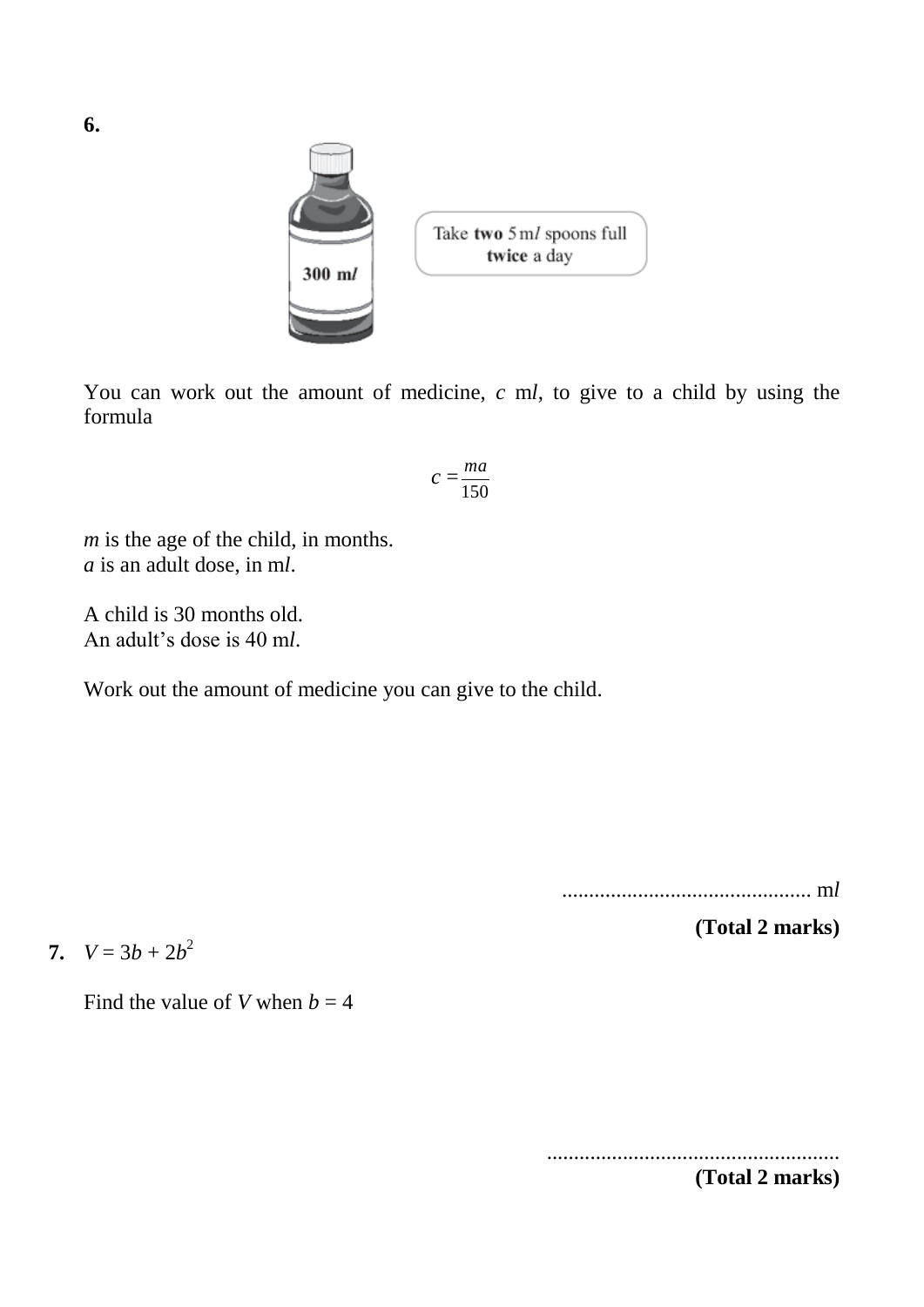**6.**

300 m*l*

Take **two** 5 m*l* spoons full **twice** a day

You can work out the amount of medicine, $c$ m*l*, to give to a child by using the formula

$$c = \frac{ma}{150}$$

$m$ is the age of the child, in months.
$a$ is an adult dose, in m*l*.

A child is 30 months old.
An adult's dose is 40 m*l*.

Work out the amount of medicine you can give to the child.

.............................................. m*l*

**(Total 2 marks)**

**7.** $V = 3b + 2b^2$

Find the value of $V$ when $b = 4$

......................................................

**(Total 2 marks)**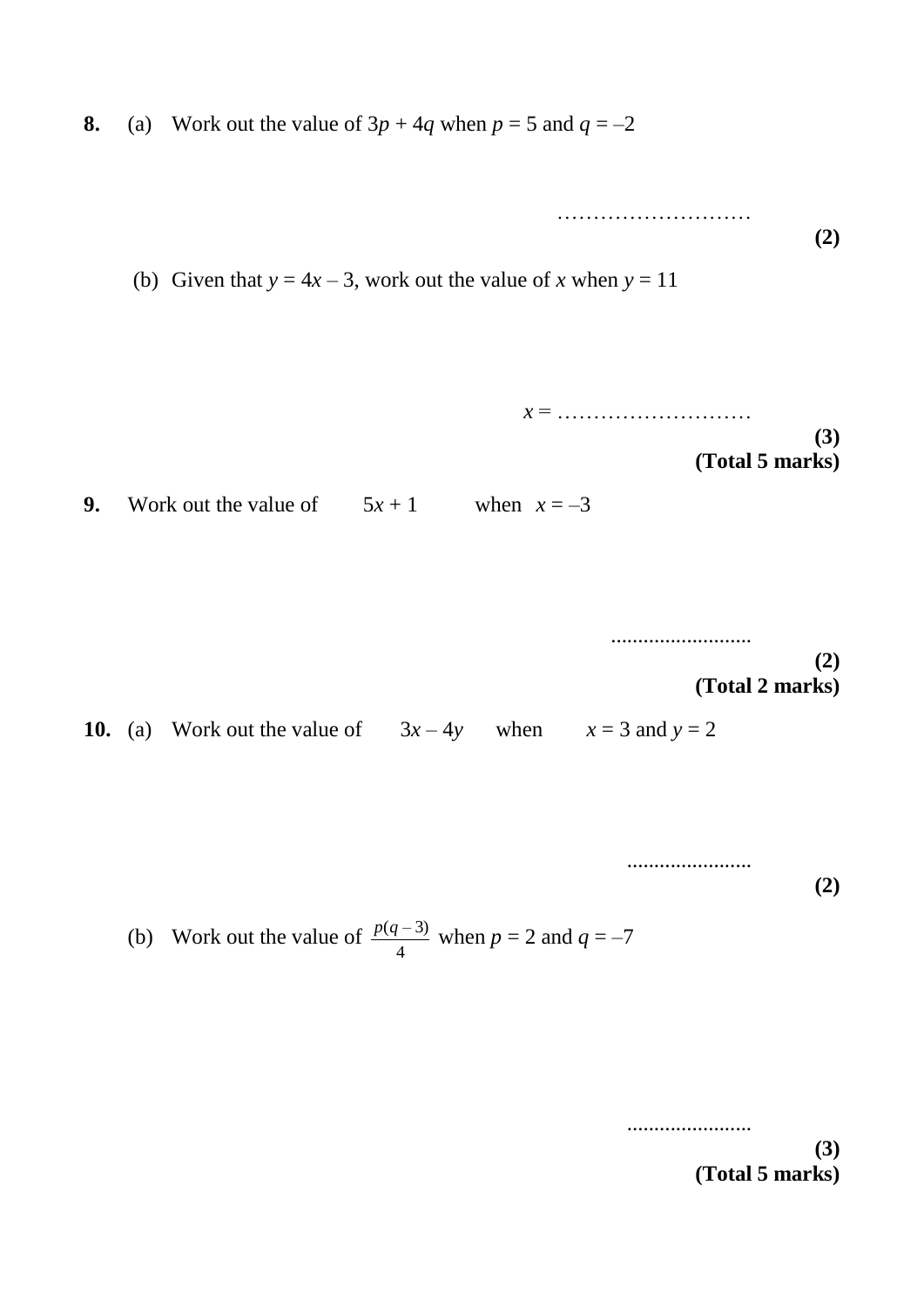**8.** (a) Work out the value of $3p + 4q$ when $p = 5$ and $q = –2$

…………………………

**(2)**

(b) Given that $y = 4x – 3$, work out the value of $x$ when $y = 11$

$x =$ …………………………

**(3)**

**(Total 5 marks)**

**9.** Work out the value of $5x + 1$ when $x = –3$

..........................

**(2)**

**(Total 2 marks)**

**10.** (a) Work out the value of $3x – 4y$ when $x = 3$ and $y = 2$

.......................

**(2)**

(b) Work out the value of $\frac{p(q-3)}{4}$ when $p = 2$ and $q = –7$

.......................

**(3)**

**(Total 5 marks)**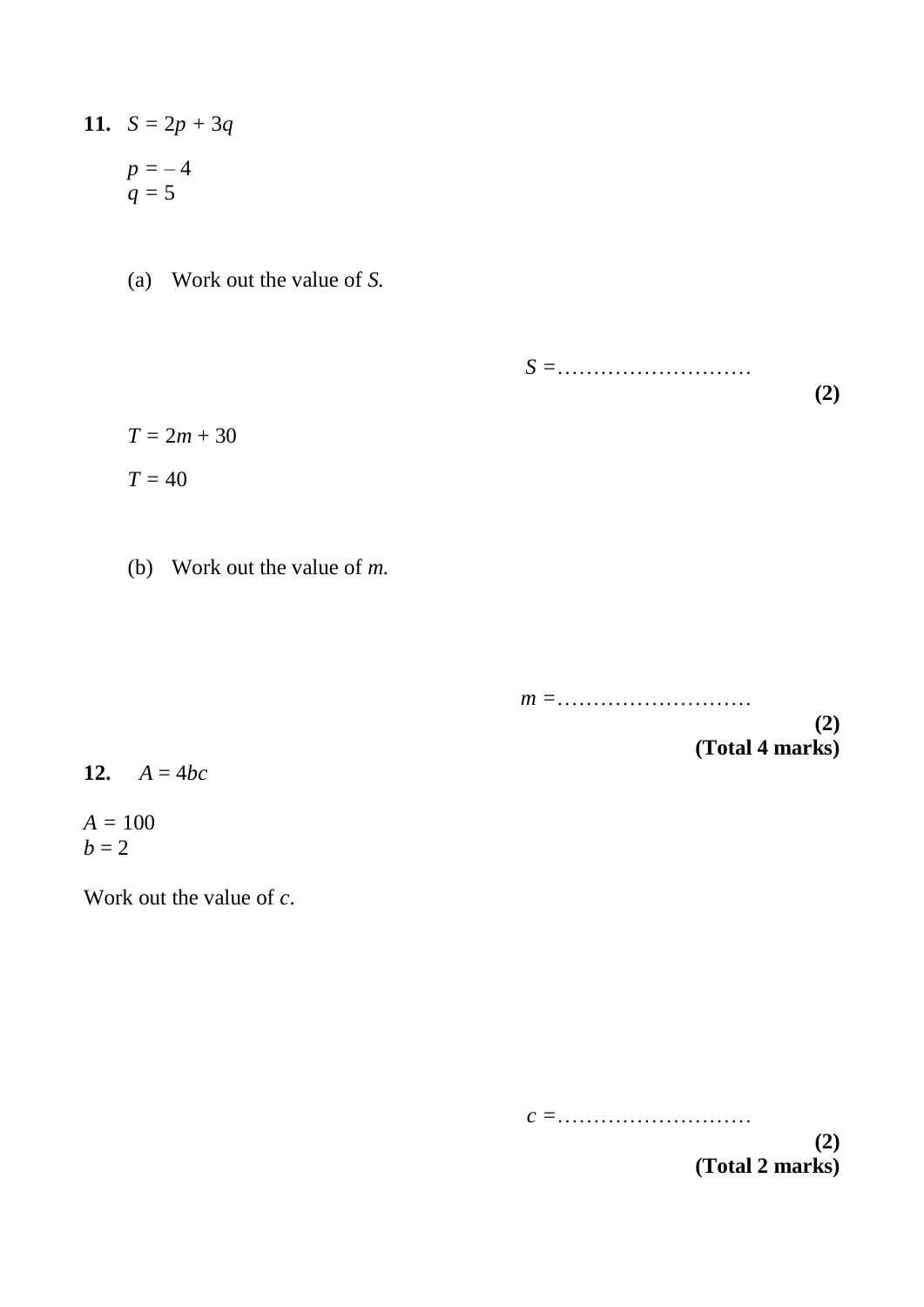**11.** $S = 2p + 3q$

$p = – 4$
$q = 5$

(a) Work out the value of $S$.

$S =$ ………………………

**(2)**

$T = 2m + 30$

$T = 40$

(b) Work out the value of $m$.

$m =$ ………………………

**(2)**
**(Total 4 marks)**

**12.** $A = 4bc$

$A = 100$
$b = 2$

Work out the value of $c$.

$c =$ ………………………

**(2)**
**(Total 2 marks)**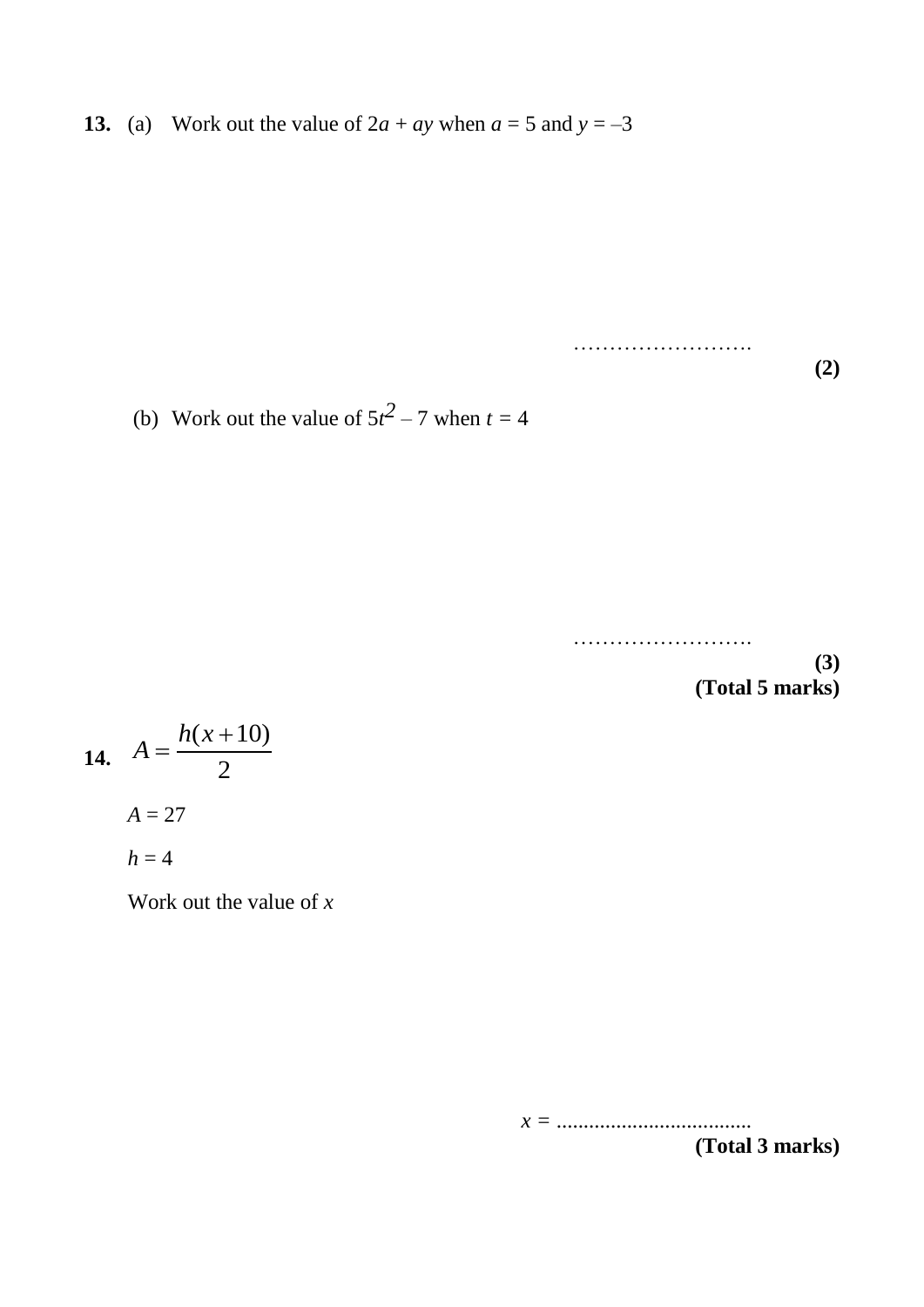**13.** (a) Work out the value of $2a + ay$ when $a = 5$ and $y = –3$

……………………

**(2)**

(b) Work out the value of $5t^2 – 7$ when $t = 4$

……………………

**(3)**

**(Total 5 marks)**

**14.** $$A = \frac{h(x+10)}{2}$$

$A = 27$

$h = 4$

Work out the value of $x$

$x$ = ....................................

**(Total 3 marks)**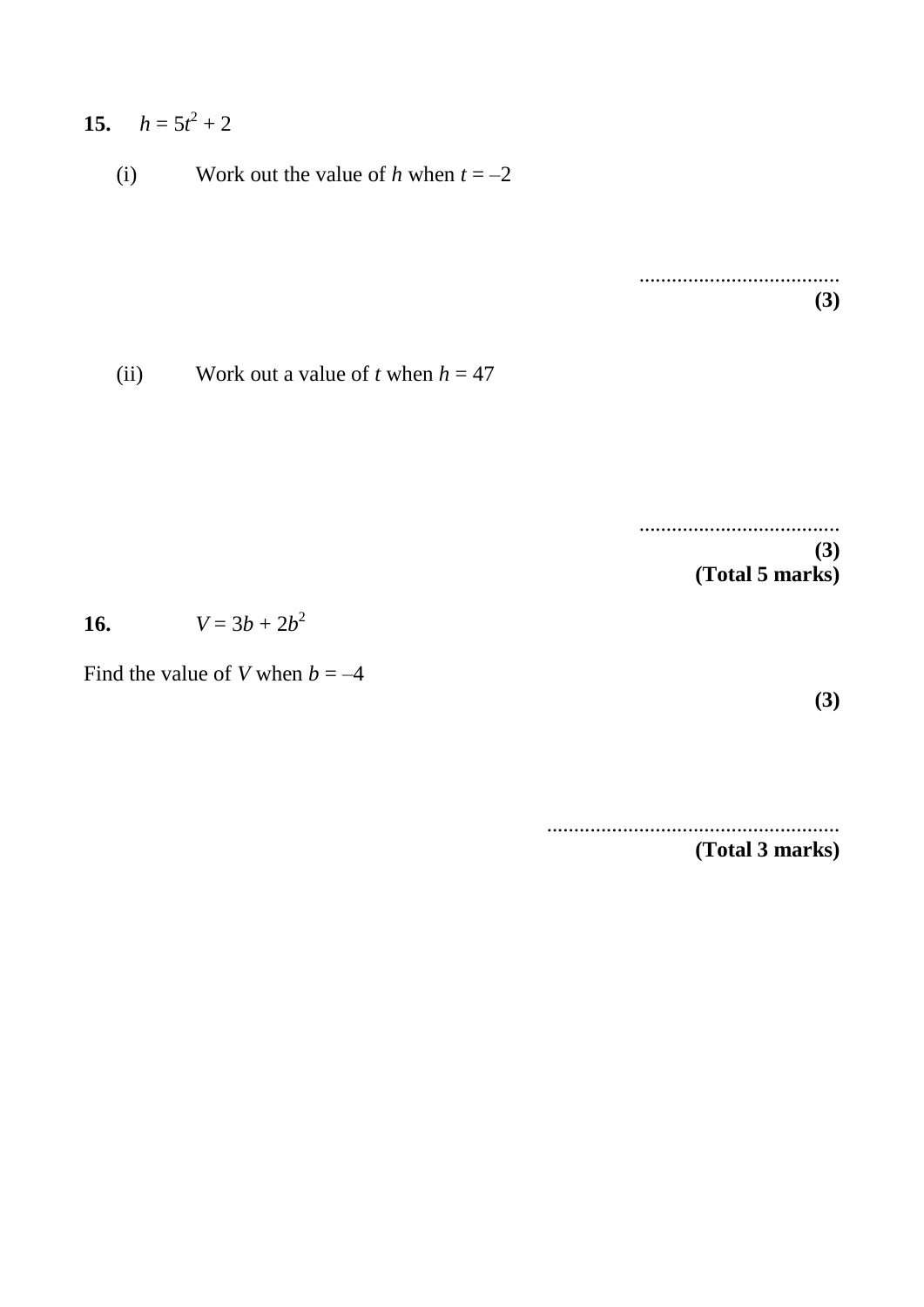**15.** $h = 5t^2 + 2$

(i) Work out the value of $h$ when $t = -2$

.....................................
**(3)**

(ii) Work out a value of $t$ when $h = 47$

.....................................
**(3)**
**(Total 5 marks)**

**16.** $V = 3b + 2b^2$

Find the value of $V$ when $b = -4$

**(3)**

......................................................
**(Total 3 marks)**